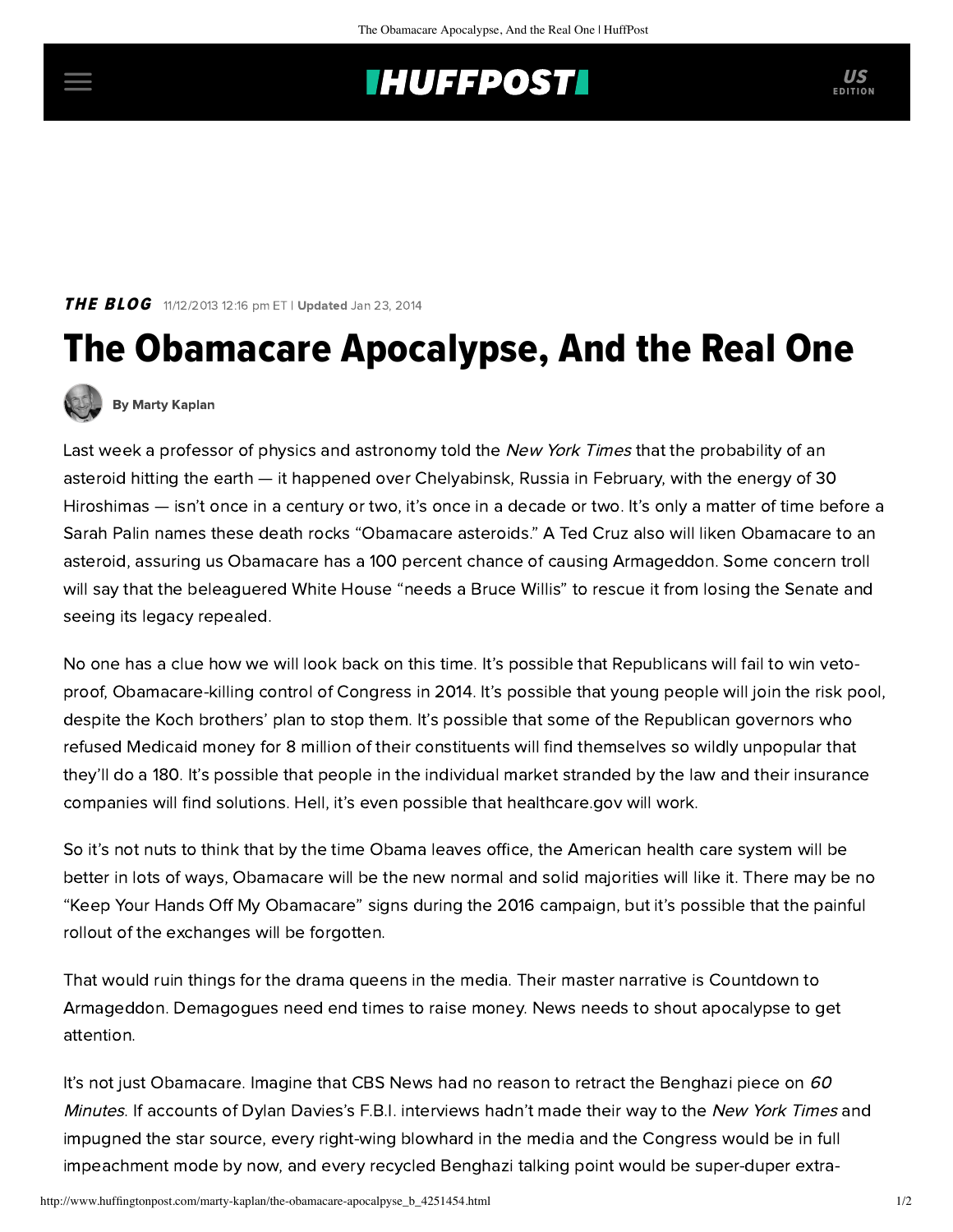**THE BLOG** 11/12/2013 12:16 pm ET | **Updated** Jan 23, 2014

# The Obamacare Apocalypse, And the Real One

By Marty Kaplan

Last week a professor of physics and astronomy told the *New York Times* that the probability of an asteroid hitting the earth — it happened over Chelyabinsk, Russia in February, with the energy of 30 Hiroshimas — isn't once in a century or two, it's once in a decade or two. It's only a matter of time before a Sarah Palin names these death rocks "Obamacare asteroids." A Ted Cruz also will liken Obamacare to an asteroid, assuring us Obamacare has a 100 percent chance of causing Armageddon. Some concern troll will say that the beleaguered White House "needs a Bruce Willis" to rescue it from losing the Senate and seeing its legacy repealed.

No one has a clue how we will look back on this time. It's possible that Republicans will fail to win veto-proof, Obamacare-killing control of Congress in 2014. It's possible that young people will join the risk pool, despite the Koch brothers' plan to stop them. It's possible that some of the Republican governors who refused Medicaid money for 8 million of their constituents will find themselves so wildly unpopular that they'll do a 180. It's possible that people in the individual market stranded by the law and their insurance companies will find solutions. Hell, it's even possible that healthcare.gov will work.

So it's not nuts to think that by the time Obama leaves office, the American health care system will be better in lots of ways, Obamacare will be the new normal and solid majorities will like it. There may be no "Keep Your Hands Off My Obamacare" signs during the 2016 campaign, but it's possible that the painful rollout of the exchanges will be forgotten.

That would ruin things for the drama queens in the media. Their master narrative is Countdown to Armageddon. Demagogues need end times to raise money. News needs to shout apocalypse to get attention.

It's not just Obamacare. Imagine that CBS News had no reason to retract the Benghazi piece on *60 Minutes*. If accounts of Dylan Davies's F.B.I. interviews hadn't made their way to the *New York Times* and impugned the star source, every right-wing blowhard in the media and the Congress would be in full impeachment mode by now, and every recycled Benghazi talking point would be super-duper extra-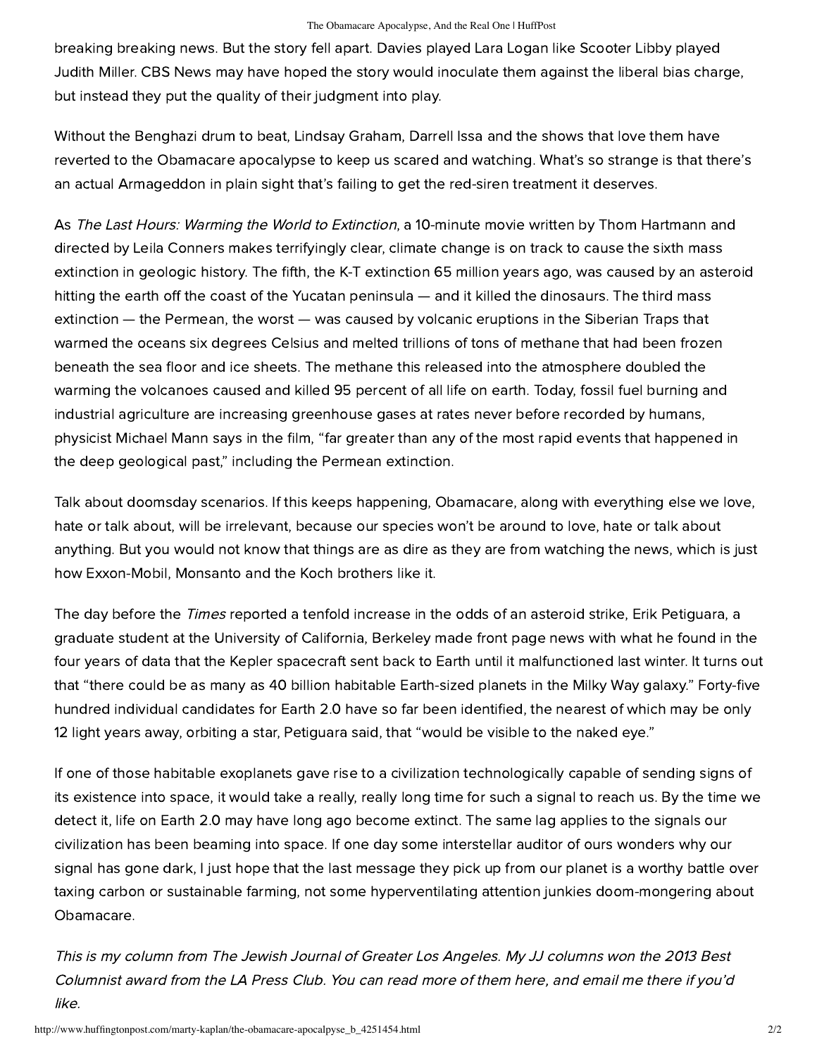breaking breaking news. But the story fell apart. Davies played Lara Logan like Scooter Libby played Judith Miller. CBS News may have hoped the story would inoculate them against the liberal bias charge, but instead they put the quality of their judgment into play.

Without the Benghazi drum to beat, Lindsay Graham, Darrell Issa and the shows that love them have reverted to the Obamacare apocalypse to keep us scared and watching. What's so strange is that there's an actual Armageddon in plain sight that's failing to get the red-siren treatment it deserves.

As *The Last Hours: Warming the World to Extinction*, a 10-minute movie written by Thom Hartmann and directed by Leila Conners makes terrifyingly clear, climate change is on track to cause the sixth mass extinction in geologic history. The fifth, the K-T extinction 65 million years ago, was caused by an asteroid hitting the earth off the coast of the Yucatan peninsula — and it killed the dinosaurs. The third mass extinction — the Permean, the worst — was caused by volcanic eruptions in the Siberian Traps that warmed the oceans six degrees Celsius and melted trillions of tons of methane that had been frozen beneath the sea floor and ice sheets. The methane this released into the atmosphere doubled the warming the volcanoes caused and killed 95 percent of all life on earth. Today, fossil fuel burning and industrial agriculture are increasing greenhouse gases at rates never before recorded by humans, physicist Michael Mann says in the film, "far greater than any of the most rapid events that happened in the deep geological past," including the Permean extinction.

Talk about doomsday scenarios. If this keeps happening, Obamacare, along with everything else we love, hate or talk about, will be irrelevant, because our species won't be around to love, hate or talk about anything. But you would not know that things are as dire as they are from watching the news, which is just how Exxon-Mobil, Monsanto and the Koch brothers like it.

The day before the *Times* reported a tenfold increase in the odds of an asteroid strike, Erik Petiguara, a graduate student at the University of California, Berkeley made front page news with what he found in the four years of data that the Kepler spacecraft sent back to Earth until it malfunctioned last winter. It turns out that "there could be as many as 40 billion habitable Earth-sized planets in the Milky Way galaxy." Forty-five hundred individual candidates for Earth 2.0 have so far been identified, the nearest of which may be only 12 light years away, orbiting a star, Petiguara said, that "would be visible to the naked eye."

If one of those habitable exoplanets gave rise to a civilization technologically capable of sending signs of its existence into space, it would take a really, really long time for such a signal to reach us. By the time we detect it, life on Earth 2.0 may have long ago become extinct. The same lag applies to the signals our civilization has been beaming into space. If one day some interstellar auditor of ours wonders why our signal has gone dark, I just hope that the last message they pick up from our planet is a worthy battle over taxing carbon or sustainable farming, not some hyperventilating attention junkies doom-mongering about Obamacare.

*This is my column from The Jewish Journal of Greater Los Angeles. My JJ columns won the 2013 Best Columnist award from the LA Press Club. You can read more of them here, and email me there if you'd like.*